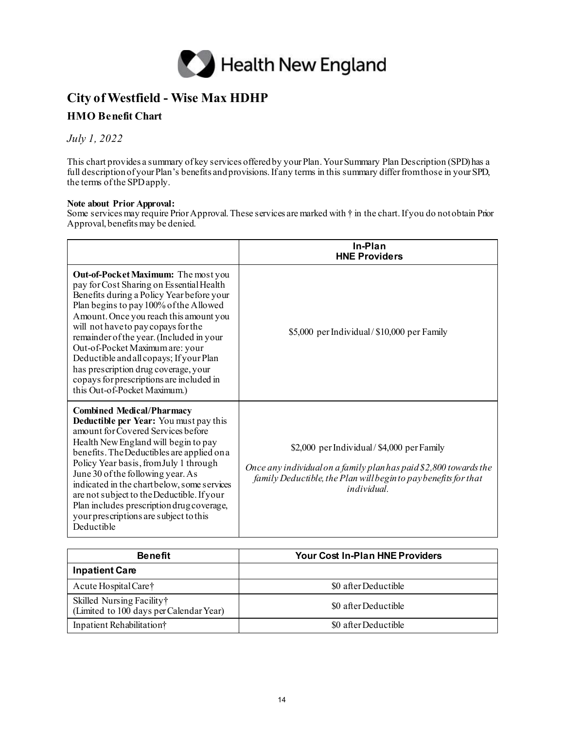Health New England

# City of Westfield - Wise Max HDHP

## HMO Benefit Chart

*July 1, 2022*

This chart provides a summary of key services offered by your Plan. Your Summary Plan Description (SPD) has a full description of your Plan's benefits and provisions. If any terms in this summary differ from those in your SPD, the terms of the SPD apply.

**Note about Prior Approval:**
Some services may require Prior Approval. These services are marked with † in the chart. If you do not obtain Prior Approval, benefits may be denied.

| | **In-Plan HNE Providers** |
|---|---|
| **Out-of-Pocket Maximum:** The most you pay for Cost Sharing on Essential Health Benefits during a Policy Year before your Plan begins to pay 100% of the Allowed Amount. Once you reach this amount you will not have to pay copays for the remainder of the year. (Included in your Out-of-Pocket Maximum are: your Deductible and all copays; If your Plan has prescription drug coverage, your copays for prescriptions are included in this Out-of-Pocket Maximum.) | $5,000 per Individual / $10,000 per Family |
| **Combined Medical/Pharmacy Deductible per Year:** You must pay this amount for Covered Services before Health New England will begin to pay benefits. The Deductibles are applied on a Policy Year basis, from July 1 through June 30 of the following year. As indicated in the chart below, some services are not subject to the Deductible. If your Plan includes prescription drug coverage, your prescriptions are subject to this Deductible | $2,000 per Individual / $4,000 per Family<br><br>*Once any individual on a family plan has paid $2,800 towards the family Deductible, the Plan will begin to pay benefits for that individual.* |

| **Benefit** | **Your Cost In-Plan HNE Providers** |
|---|---|
| **Inpatient Care** | |
| Acute Hospital Care† | $0 after Deductible |
| Skilled Nursing Facility† (Limited to 100 days per Calendar Year) | $0 after Deductible |
| Inpatient Rehabilitation† | $0 after Deductible |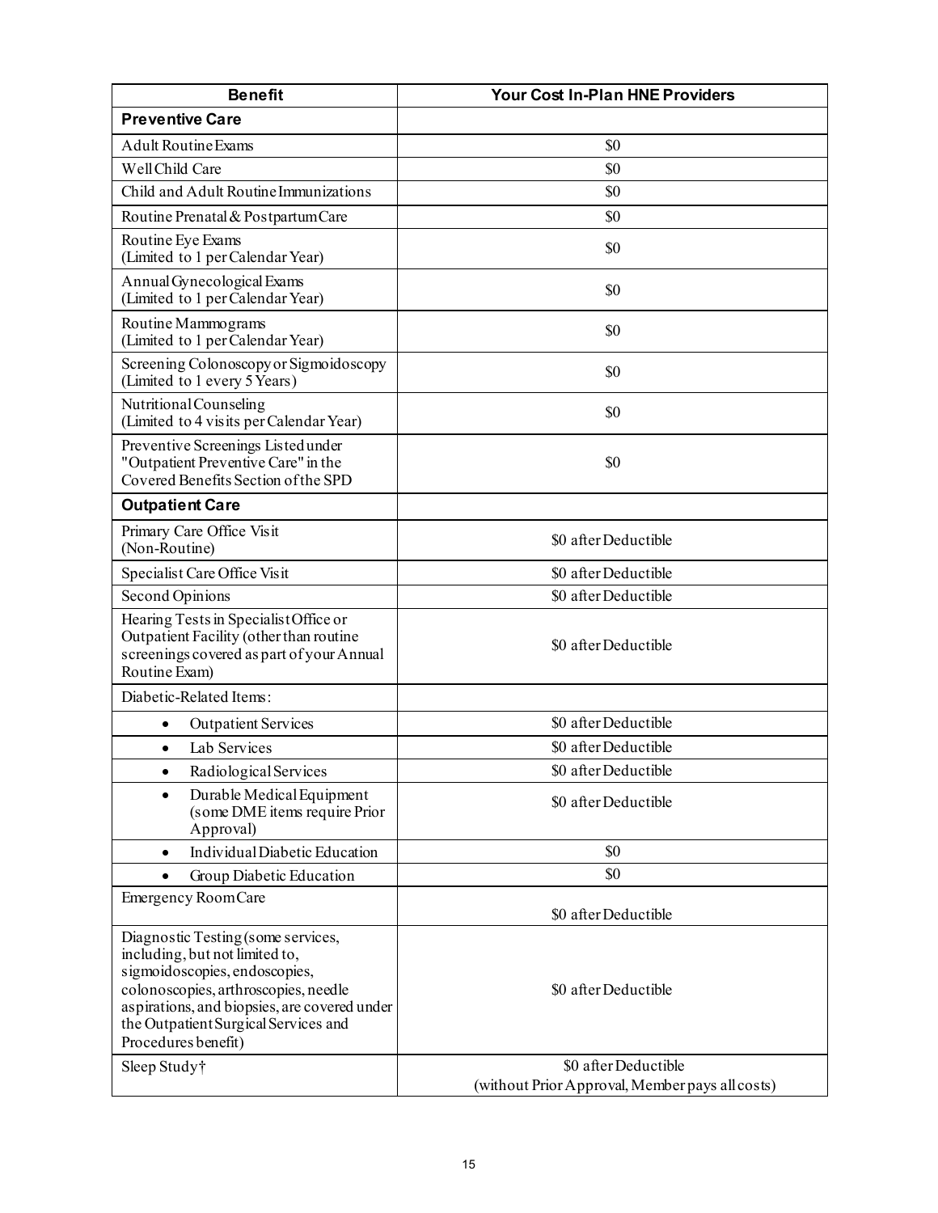| Benefit | Your Cost In-Plan HNE Providers |
| --- | --- |
| **Preventive Care** | |
| Adult Routine Exams | $0 |
| Well Child Care | $0 |
| Child and Adult Routine Immunizations | $0 |
| Routine Prenatal & Postpartum Care | $0 |
| Routine Eye Exams (Limited to 1 per Calendar Year) | $0 |
| Annual Gynecological Exams (Limited to 1 per Calendar Year) | $0 |
| Routine Mammograms (Limited to 1 per Calendar Year) | $0 |
| Screening Colonoscopy or Sigmoidoscopy (Limited to 1 every 5 Years) | $0 |
| Nutritional Counseling (Limited to 4 visits per Calendar Year) | $0 |
| Preventive Screenings Listed under "Outpatient Preventive Care" in the Covered Benefits Section of the SPD | $0 |
| **Outpatient Care** | |
| Primary Care Office Visit (Non-Routine) | $0 after Deductible |
| Specialist Care Office Visit | $0 after Deductible |
| Second Opinions | $0 after Deductible |
| Hearing Tests in Specialist Office or Outpatient Facility (other than routine screenings covered as part of your Annual Routine Exam) | $0 after Deductible |
| Diabetic-Related Items: | |
| • Outpatient Services | $0 after Deductible |
| • Lab Services | $0 after Deductible |
| • Radiological Services | $0 after Deductible |
| • Durable Medical Equipment (some DME items require Prior Approval) | $0 after Deductible |
| • Individual Diabetic Education | $0 |
| • Group Diabetic Education | $0 |
| Emergency Room Care | $0 after Deductible |
| Diagnostic Testing (some services, including, but not limited to, sigmoidoscopies, endoscopies, colonoscopies, arthroscopies, needle aspirations, and biopsies, are covered under the Outpatient Surgical Services and Procedures benefit) | $0 after Deductible |
| Sleep Study† | $0 after Deductible (without Prior Approval, Member pays all costs) |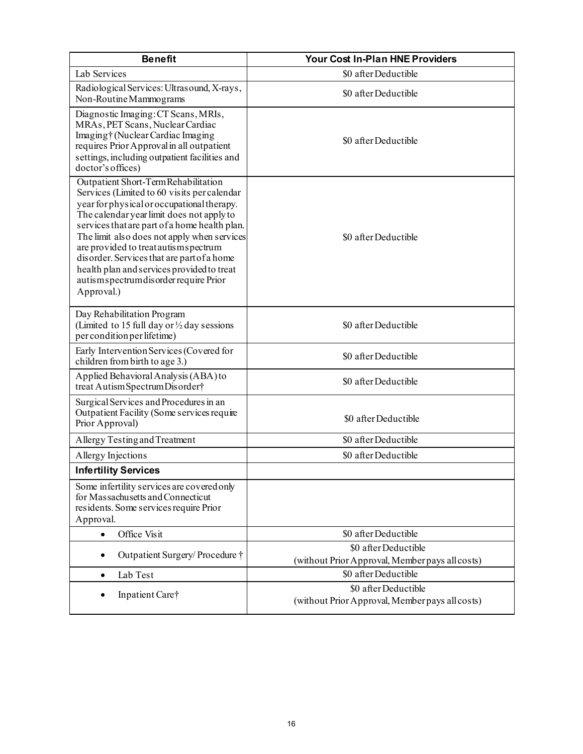| Benefit | Your Cost In-Plan HNE Providers |
| --- | --- |
| Lab Services | $0 after Deductible |
| Radiological Services: Ultrasound, X-rays, Non-Routine Mammograms | $0 after Deductible |
| Diagnostic Imaging: CT Scans, MRIs, MRAs, PET Scans, Nuclear Cardiac Imaging† (Nuclear Cardiac Imaging requires Prior Approval in all outpatient settings, including outpatient facilities and doctor's offices) | $0 after Deductible |
| Outpatient Short-Term Rehabilitation Services (Limited to 60 visits per calendar year for physical or occupational therapy. The calendar year limit does not apply to services that are part of a home health plan. The limit also does not apply when services are provided to treat autism spectrum disorder. Services that are part of a home health plan and services provided to treat autism spectrum disorder require Prior Approval.) | $0 after Deductible |
| Day Rehabilitation Program (Limited to 15 full day or ½ day sessions per condition per lifetime) | $0 after Deductible |
| Early Intervention Services (Covered for children from birth to age 3.) | $0 after Deductible |
| Applied Behavioral Analysis (ABA) to treat Autism Spectrum Disorder† | $0 after Deductible |
| Surgical Services and Procedures in an Outpatient Facility (Some services require Prior Approval) | $0 after Deductible |
| Allergy Testing and Treatment | $0 after Deductible |
| Allergy Injections | $0 after Deductible |
| **Infertility Services** | |
| Some infertility services are covered only for Massachusetts and Connecticut residents. Some services require Prior Approval. | |
| • Office Visit | $0 after Deductible |
| • Outpatient Surgery/ Procedure † | $0 after Deductible (without Prior Approval, Member pays all costs) |
| • Lab Test | $0 after Deductible |
| • Inpatient Care† | $0 after Deductible (without Prior Approval, Member pays all costs) |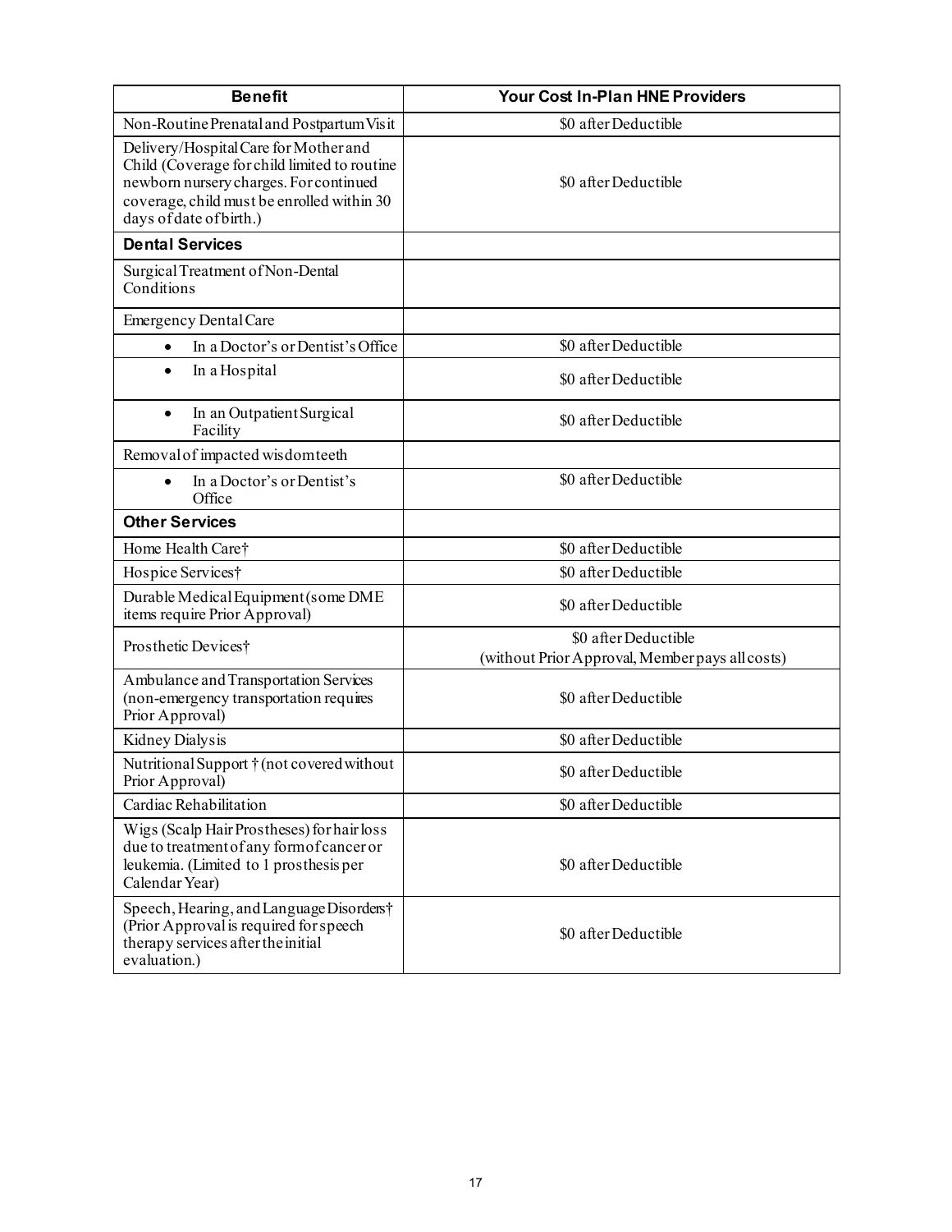| Benefit | Your Cost In-Plan HNE Providers |
|---|---|
| Non-Routine Prenatal and Postpartum Visit | $0 after Deductible |
| Delivery/Hospital Care for Mother and Child (Coverage for child limited to routine newborn nursery charges. For continued coverage, child must be enrolled within 30 days of date of birth.) | $0 after Deductible |
| **Dental Services** | |
| Surgical Treatment of Non-Dental Conditions | |
| Emergency Dental Care | |
| • In a Doctor's or Dentist's Office | $0 after Deductible |
| • In a Hospital | $0 after Deductible |
| • In an Outpatient Surgical Facility | $0 after Deductible |
| Removal of impacted wisdom teeth | |
| • In a Doctor's or Dentist's Office | $0 after Deductible |
| **Other Services** | |
| Home Health Care† | $0 after Deductible |
| Hospice Services† | $0 after Deductible |
| Durable Medical Equipment (some DME items require Prior Approval) | $0 after Deductible |
| Prosthetic Devices† | $0 after Deductible (without Prior Approval, Member pays all costs) |
| Ambulance and Transportation Services (non-emergency transportation requires Prior Approval) | $0 after Deductible |
| Kidney Dialysis | $0 after Deductible |
| Nutritional Support † (not covered without Prior Approval) | $0 after Deductible |
| Cardiac Rehabilitation | $0 after Deductible |
| Wigs (Scalp Hair Prostheses) for hair loss due to treatment of any form of cancer or leukemia. (Limited to 1 prosthesis per Calendar Year) | $0 after Deductible |
| Speech, Hearing, and Language Disorders† (Prior Approval is required for speech therapy services after the initial evaluation.) | $0 after Deductible |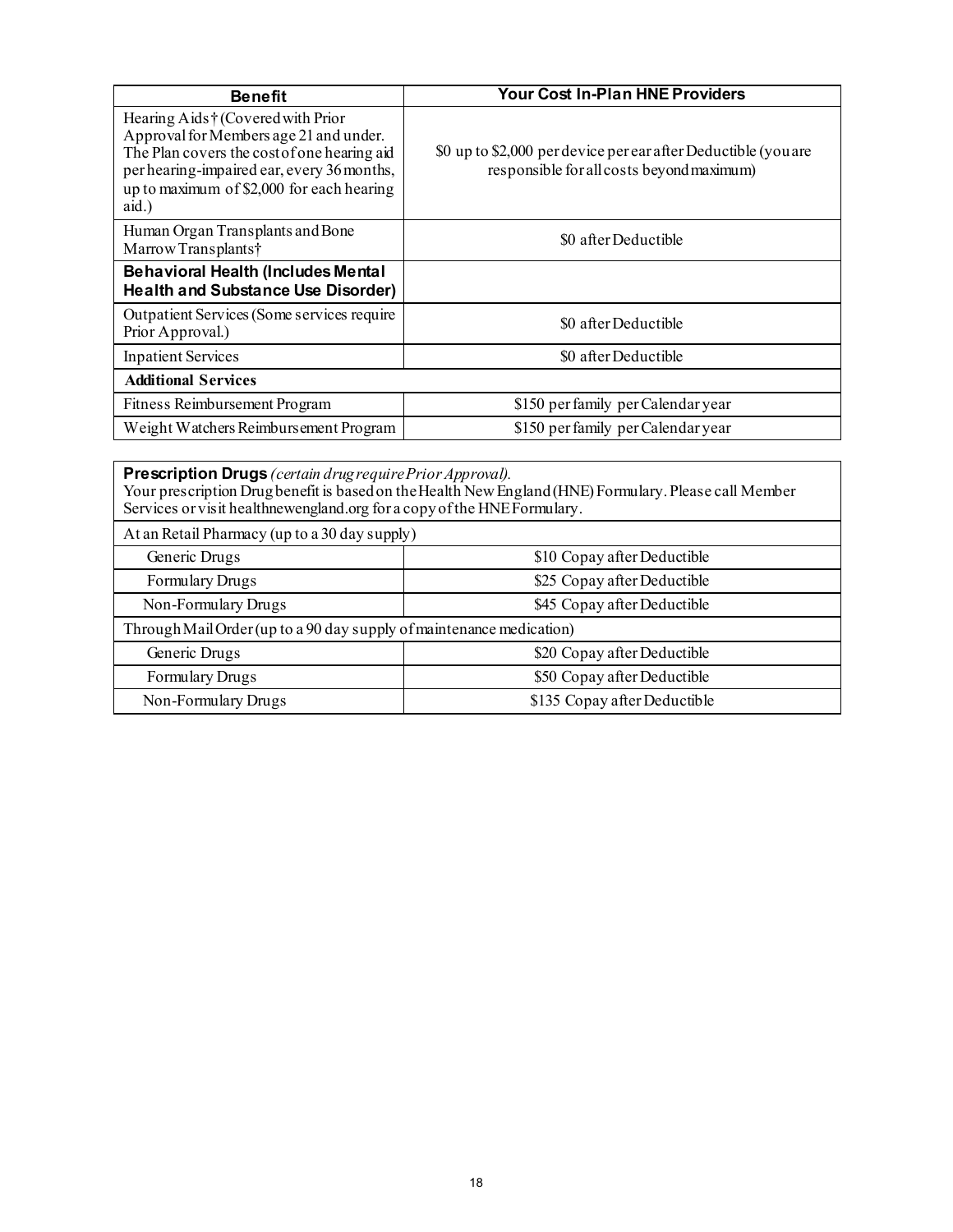| **Benefit** | **Your Cost In-Plan HNE Providers** |
|---|---|
| Hearing Aids† (Covered with Prior Approval for Members age 21 and under. The Plan covers the cost of one hearing aid per hearing-impaired ear, every 36 months, up to maximum of $2,000 for each hearing aid.) | $0 up to $2,000 per device per ear after Deductible (you are responsible for all costs beyond maximum) |
| Human Organ Transplants and Bone Marrow Transplants† | $0 after Deductible |
| **Behavioral Health (Includes Mental Health and Substance Use Disorder)** | |
| Outpatient Services (Some services require Prior Approval.) | $0 after Deductible |
| Inpatient Services | $0 after Deductible |
| **Additional Services** | |
| Fitness Reimbursement Program | $150 per family per Calendar year |
| Weight Watchers Reimbursement Program | $150 per family per Calendar year |

**Prescription Drugs** *(certain drug require Prior Approval).*
Your prescription Drug benefit is based on the Health New England (HNE) Formulary. Please call Member Services or visit healthnewengland.org for a copy of the HNE Formulary.

| | |
|---|---|
| At an Retail Pharmacy (up to a 30 day supply) | |
| Generic Drugs | $10 Copay after Deductible |
| Formulary Drugs | $25 Copay after Deductible |
| Non-Formulary Drugs | $45 Copay after Deductible |
| Through Mail Order (up to a 90 day supply of maintenance medication) | |
| Generic Drugs | $20 Copay after Deductible |
| Formulary Drugs | $50 Copay after Deductible |
| Non-Formulary Drugs | $135 Copay after Deductible |